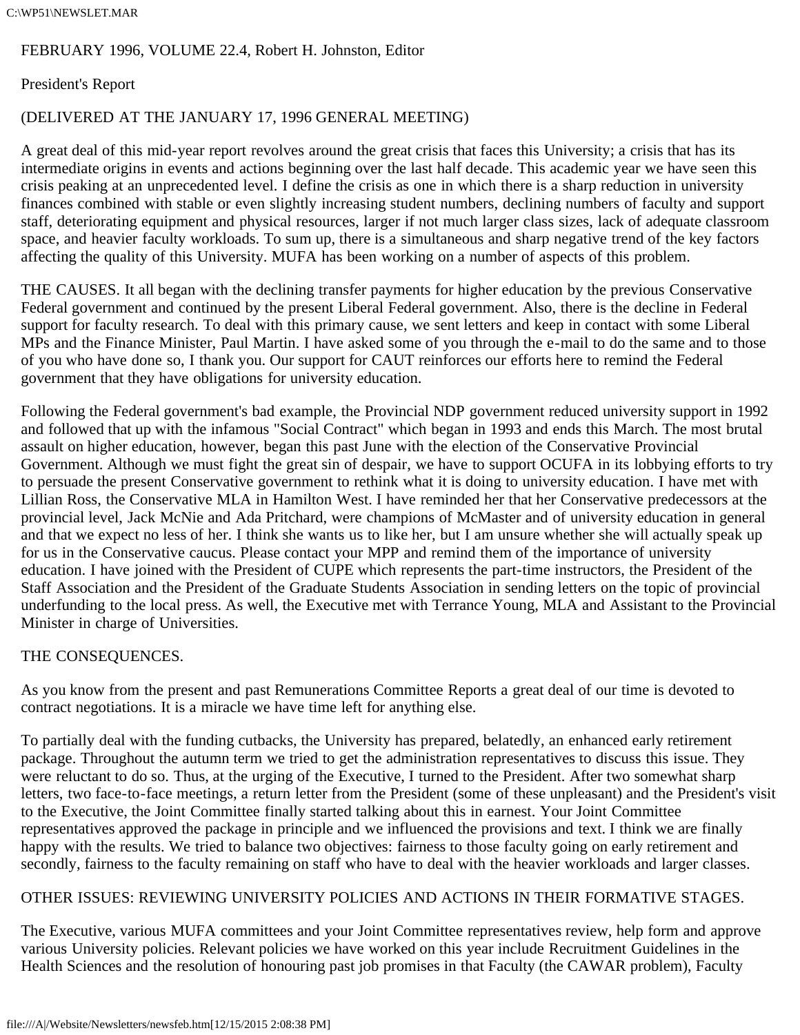FEBRUARY 1996, VOLUME 22.4, Robert H. Johnston, Editor

## President's Report

(DELIVERED AT THE JANUARY 17, 1996 GENERAL MEETING)

A great deal of this mid-year report revolves around the great crisis that faces this University; a crisis that has its intermediate origins in events and actions beginning over the last half decade. This academic year we have seen this crisis peaking at an unprecedented level. I define the crisis as one in which there is a sharp reduction in university finances combined with stable or even slightly increasing student numbers, declining numbers of faculty and support staff, deteriorating equipment and physical resources, larger if not much larger class sizes, lack of adequate classroom space, and heavier faculty workloads. To sum up, there is a simultaneous and sharp negative trend of the key factors affecting the quality of this University. MUFA has been working on a number of aspects of this problem.

THE CAUSES. It all began with the declining transfer payments for higher education by the previous Conservative Federal government and continued by the present Liberal Federal government. Also, there is the decline in Federal support for faculty research. To deal with this primary cause, we sent letters and keep in contact with some Liberal MPs and the Finance Minister, Paul Martin. I have asked some of you through the e-mail to do the same and to those of you who have done so, I thank you. Our support for CAUT reinforces our efforts here to remind the Federal government that they have obligations for university education.

Following the Federal government's bad example, the Provincial NDP government reduced university support in 1992 and followed that up with the infamous "Social Contract" which began in 1993 and ends this March. The most brutal assault on higher education, however, began this past June with the election of the Conservative Provincial Government. Although we must fight the great sin of despair, we have to support OCUFA in its lobbying efforts to try to persuade the present Conservative government to rethink what it is doing to university education. I have met with Lillian Ross, the Conservative MLA in Hamilton West. I have reminded her that her Conservative predecessors at the provincial level, Jack McNie and Ada Pritchard, were champions of McMaster and of university education in general and that we expect no less of her. I think she wants us to like her, but I am unsure whether she will actually speak up for us in the Conservative caucus. Please contact your MPP and remind them of the importance of university education. I have joined with the President of CUPE which represents the part-time instructors, the President of the Staff Association and the President of the Graduate Students Association in sending letters on the topic of provincial underfunding to the local press. As well, the Executive met with Terrance Young, MLA and Assistant to the Provincial Minister in charge of Universities.

THE CONSEQUENCES.

As you know from the present and past Remunerations Committee Reports a great deal of our time is devoted to contract negotiations. It is a miracle we have time left for anything else.

To partially deal with the funding cutbacks, the University has prepared, belatedly, an enhanced early retirement package. Throughout the autumn term we tried to get the administration representatives to discuss this issue. They were reluctant to do so. Thus, at the urging of the Executive, I turned to the President. After two somewhat sharp letters, two face-to-face meetings, a return letter from the President (some of these unpleasant) and the President's visit to the Executive, the Joint Committee finally started talking about this in earnest. Your Joint Committee representatives approved the package in principle and we influenced the provisions and text. I think we are finally happy with the results. We tried to balance two objectives: fairness to those faculty going on early retirement and secondly, fairness to the faculty remaining on staff who have to deal with the heavier workloads and larger classes.

OTHER ISSUES: REVIEWING UNIVERSITY POLICIES AND ACTIONS IN THEIR FORMATIVE STAGES.

The Executive, various MUFA committees and your Joint Committee representatives review, help form and approve various University policies. Relevant policies we have worked on this year include Recruitment Guidelines in the Health Sciences and the resolution of honouring past job promises in that Faculty (the CAWAR problem), Faculty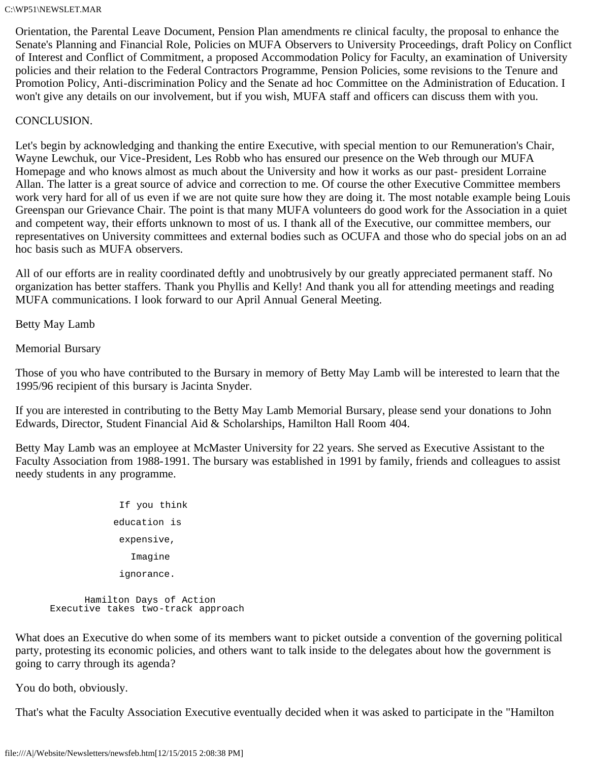Orientation, the Parental Leave Document, Pension Plan amendments re clinical faculty, the proposal to enhance the Senate's Planning and Financial Role, Policies on MUFA Observers to University Proceedings, draft Policy on Conflict of Interest and Conflict of Commitment, a proposed Accommodation Policy for Faculty, an examination of University policies and their relation to the Federal Contractors Programme, Pension Policies, some revisions to the Tenure and Promotion Policy, Anti-discrimination Policy and the Senate ad hoc Committee on the Administration of Education. I won't give any details on our involvement, but if you wish, MUFA staff and officers can discuss them with you.

CONCLUSION.

Let's begin by acknowledging and thanking the entire Executive, with special mention to our Remuneration's Chair, Wayne Lewchuk, our Vice-President, Les Robb who has ensured our presence on the Web through our MUFA Homepage and who knows almost as much about the University and how it works as our past- president Lorraine Allan. The latter is a great source of advice and correction to me. Of course the other Executive Committee members work very hard for all of us even if we are not quite sure how they are doing it. The most notable example being Louis Greenspan our Grievance Chair. The point is that many MUFA volunteers do good work for the Association in a quiet and competent way, their efforts unknown to most of us. I thank all of the Executive, our committee members, our representatives on University committees and external bodies such as OCUFA and those who do special jobs on an ad hoc basis such as MUFA observers.

All of our efforts are in reality coordinated deftly and unobtrusively by our greatly appreciated permanent staff. No organization has better staffers. Thank you Phyllis and Kelly! And thank you all for attending meetings and reading MUFA communications. I look forward to our April Annual General Meeting.

## Betty May Lamb

## Memorial Bursary

Those of you who have contributed to the Bursary in memory of Betty May Lamb will be interested to learn that the 1995/96 recipient of this bursary is Jacinta Snyder.

If you are interested in contributing to the Betty May Lamb Memorial Bursary, please send your donations to John Edwards, Director, Student Financial Aid & Scholarships, Hamilton Hall Room 404.

Betty May Lamb was an employee at McMaster University for 22 years. She served as Executive Assistant to the Faculty Association from 1988-1991. The bursary was established in 1991 by family, friends and colleagues to assist needy students in any programme.

```
If you think
education is
expensive,
Imagine
ignorance.
```

## Hamilton Days of Action
### Executive takes two-track approach

What does an Executive do when some of its members want to picket outside a convention of the governing political party, protesting its economic policies, and others want to talk inside to the delegates about how the government is going to carry through its agenda?

You do both, obviously.

That's what the Faculty Association Executive eventually decided when it was asked to participate in the "Hamilton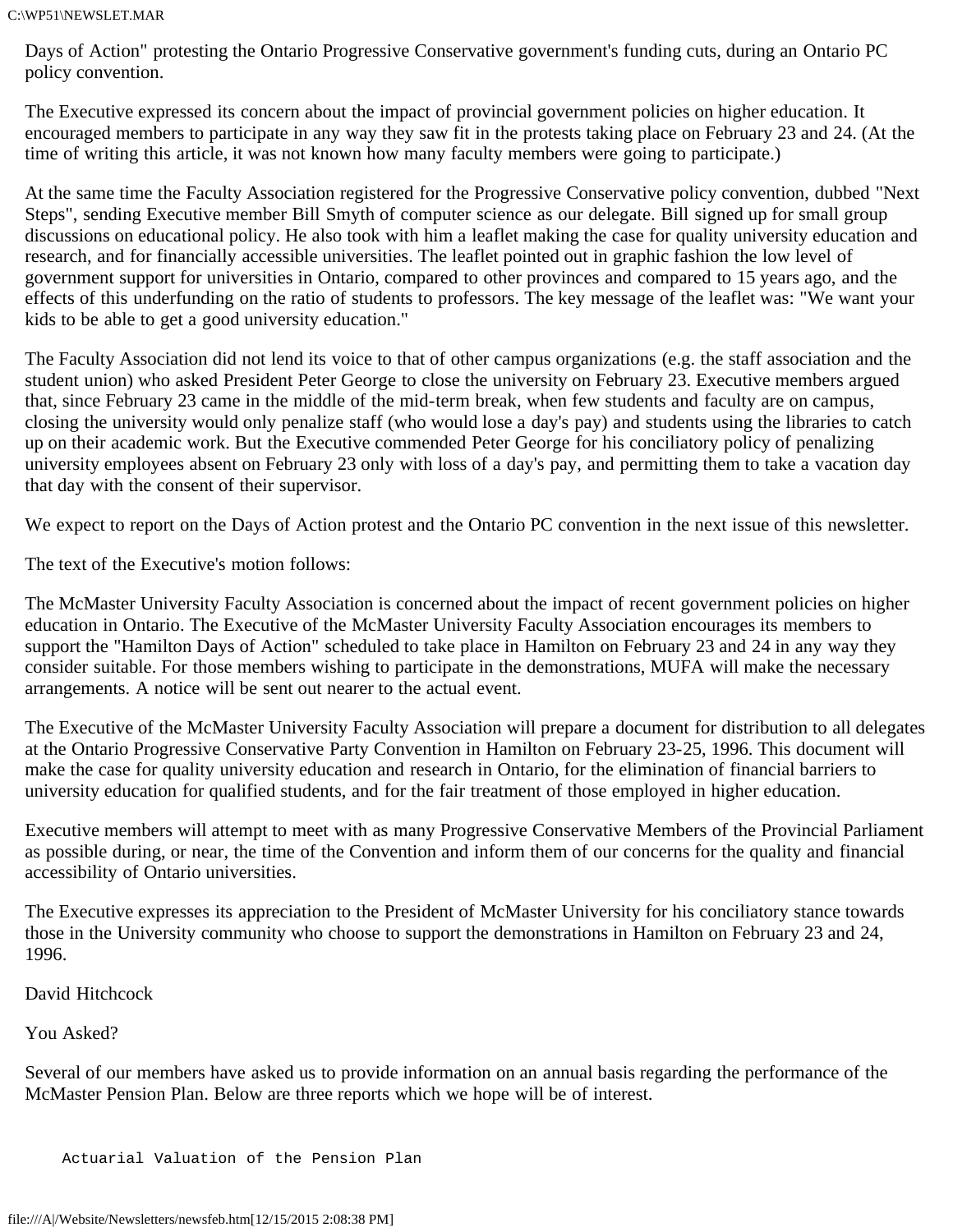Days of Action" protesting the Ontario Progressive Conservative government's funding cuts, during an Ontario PC policy convention.

The Executive expressed its concern about the impact of provincial government policies on higher education. It encouraged members to participate in any way they saw fit in the protests taking place on February 23 and 24. (At the time of writing this article, it was not known how many faculty members were going to participate.)

At the same time the Faculty Association registered for the Progressive Conservative policy convention, dubbed "Next Steps", sending Executive member Bill Smyth of computer science as our delegate. Bill signed up for small group discussions on educational policy. He also took with him a leaflet making the case for quality university education and research, and for financially accessible universities. The leaflet pointed out in graphic fashion the low level of government support for universities in Ontario, compared to other provinces and compared to 15 years ago, and the effects of this underfunding on the ratio of students to professors. The key message of the leaflet was: "We want your kids to be able to get a good university education."

The Faculty Association did not lend its voice to that of other campus organizations (e.g. the staff association and the student union) who asked President Peter George to close the university on February 23. Executive members argued that, since February 23 came in the middle of the mid-term break, when few students and faculty are on campus, closing the university would only penalize staff (who would lose a day's pay) and students using the libraries to catch up on their academic work. But the Executive commended Peter George for his conciliatory policy of penalizing university employees absent on February 23 only with loss of a day's pay, and permitting them to take a vacation day that day with the consent of their supervisor.

We expect to report on the Days of Action protest and the Ontario PC convention in the next issue of this newsletter.

The text of the Executive's motion follows:

The McMaster University Faculty Association is concerned about the impact of recent government policies on higher education in Ontario. The Executive of the McMaster University Faculty Association encourages its members to support the "Hamilton Days of Action" scheduled to take place in Hamilton on February 23 and 24 in any way they consider suitable. For those members wishing to participate in the demonstrations, MUFA will make the necessary arrangements. A notice will be sent out nearer to the actual event.

The Executive of the McMaster University Faculty Association will prepare a document for distribution to all delegates at the Ontario Progressive Conservative Party Convention in Hamilton on February 23-25, 1996. This document will make the case for quality university education and research in Ontario, for the elimination of financial barriers to university education for qualified students, and for the fair treatment of those employed in higher education.

Executive members will attempt to meet with as many Progressive Conservative Members of the Provincial Parliament as possible during, or near, the time of the Convention and inform them of our concerns for the quality and financial accessibility of Ontario universities.

The Executive expresses its appreciation to the President of McMaster University for his conciliatory stance towards those in the University community who choose to support the demonstrations in Hamilton on February 23 and 24, 1996.

David Hitchcock

## You Asked?

Several of our members have asked us to provide information on an annual basis regarding the performance of the McMaster Pension Plan. Below are three reports which we hope will be of interest.

```
Actuarial Valuation of the Pension Plan
```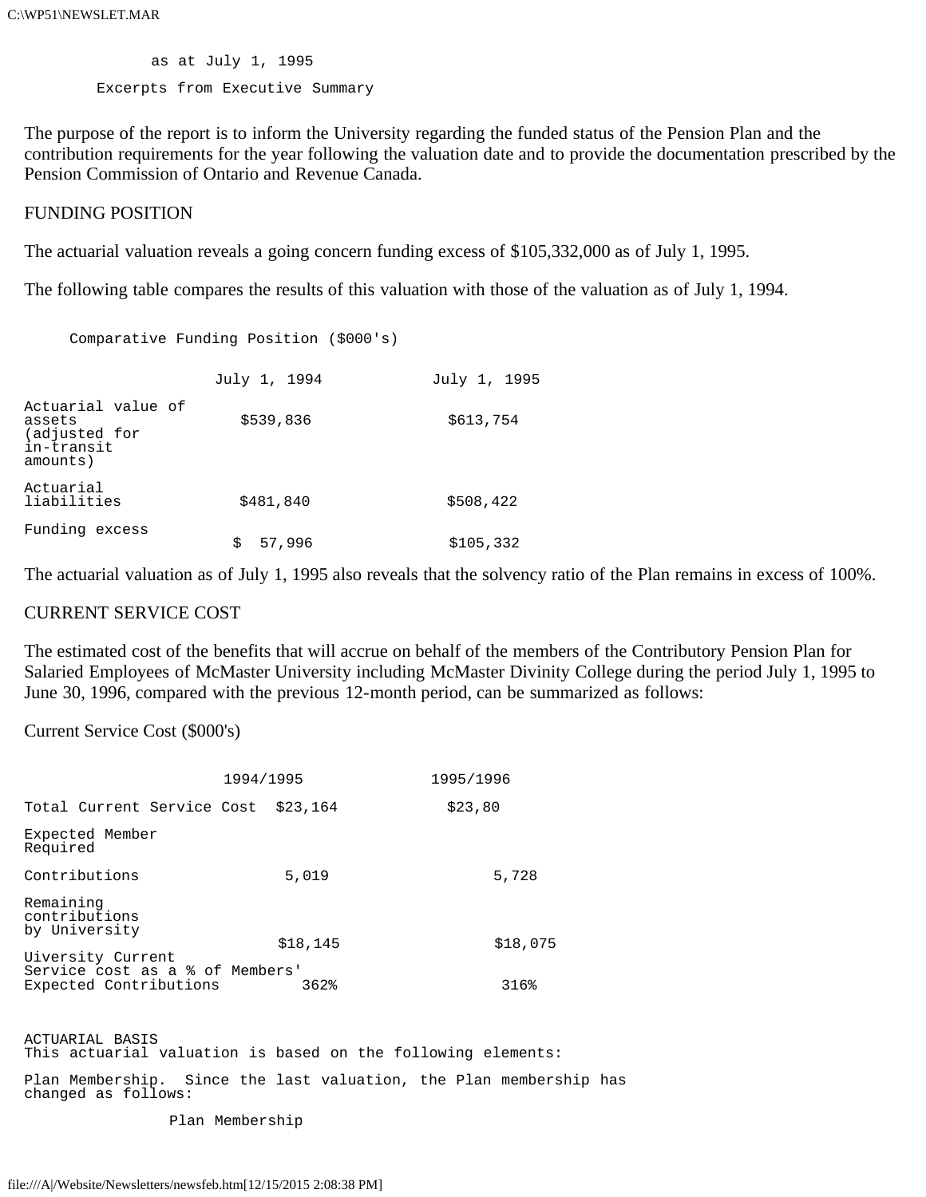as at July 1, 1995

Excerpts from Executive Summary

The purpose of the report is to inform the University regarding the funded status of the Pension Plan and the contribution requirements for the year following the valuation date and to provide the documentation prescribed by the Pension Commission of Ontario and Revenue Canada.

FUNDING POSITION

The actuarial valuation reveals a going concern funding excess of $105,332,000 as of July 1, 1995.

The following table compares the results of this valuation with those of the valuation as of July 1, 1994.

Comparative Funding Position ($000's)

| | July 1, 1994 | July 1, 1995 |
|---|---|---|
| Actuarial value of assets (adjusted for in-transit amounts) | $539,836 | $613,754 |
| Actuarial liabilities | $481,840 | $508,422 |
| Funding excess | $ 57,996 | $105,332 |

The actuarial valuation as of July 1, 1995 also reveals that the solvency ratio of the Plan remains in excess of 100%.

CURRENT SERVICE COST

The estimated cost of the benefits that will accrue on behalf of the members of the Contributory Pension Plan for Salaried Employees of McMaster University including McMaster Divinity College during the period July 1, 1995 to June 30, 1996, compared with the previous 12-month period, can be summarized as follows:

Current Service Cost ($000's)

| | 1994/1995 | 1995/1996 |
|---|---|---|
| Total Current Service Cost | $23,164 | $23,80 |
| Expected Member Required Contributions | 5,019 | 5,728 |
| Remaining contributions by University | $18,145 | $18,075 |
| Uiversity Current Service cost as a % of Members' Expected Contributions | 362% | 316% |

ACTUARIAL BASIS

This actuarial valuation is based on the following elements:

Plan Membership. Since the last valuation, the Plan membership has changed as follows:

Plan Membership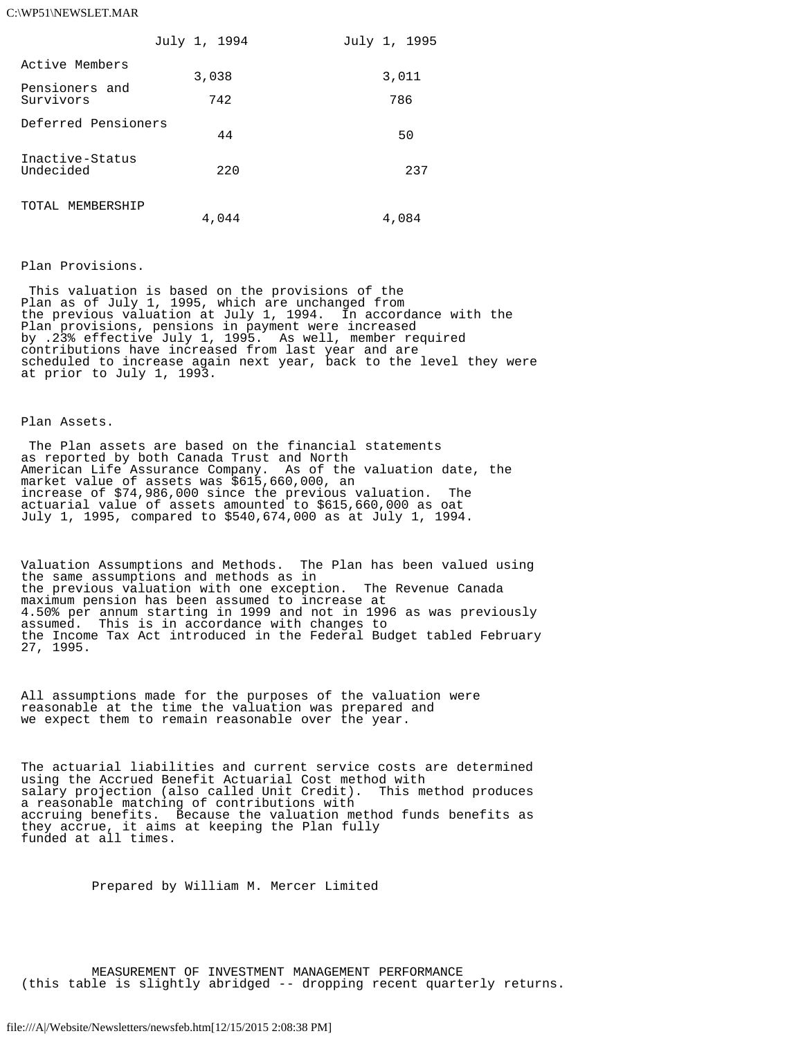| | July 1, 1994 | July 1, 1995 |
|---|---|---|
| Active Members | 3,038 | 3,011 |
| Pensioners and Survivors | 742 | 786 |
| Deferred Pensioners | 44 | 50 |
| Inactive-Status Undecided | 220 | 237 |
| TOTAL MEMBERSHIP | 4,044 | 4,084 |

Plan Provisions.

This valuation is based on the provisions of the Plan as of July 1, 1995, which are unchanged from the previous valuation at July 1, 1994. In accordance with the Plan provisions, pensions in payment were increased by .23% effective July 1, 1995. As well, member required contributions have increased from last year and are scheduled to increase again next year, back to the level they were at prior to July 1, 1993.

Plan Assets.

The Plan assets are based on the financial statements as reported by both Canada Trust and North American Life Assurance Company. As of the valuation date, the market value of assets was $615,660,000, an increase of $74,986,000 since the previous valuation. The actuarial value of assets amounted to $615,660,000 as oat July 1, 1995, compared to $540,674,000 as at July 1, 1994.

Valuation Assumptions and Methods. The Plan has been valued using the same assumptions and methods as in the previous valuation with one exception. The Revenue Canada maximum pension has been assumed to increase at 4.50% per annum starting in 1999 and not in 1996 as was previously assumed. This is in accordance with changes to the Income Tax Act introduced in the Federal Budget tabled February 27, 1995.

All assumptions made for the purposes of the valuation were reasonable at the time the valuation was prepared and we expect them to remain reasonable over the year.

The actuarial liabilities and current service costs are determined using the Accrued Benefit Actuarial Cost method with salary projection (also called Unit Credit). This method produces a reasonable matching of contributions with accruing benefits. Because the valuation method funds benefits as they accrue, it aims at keeping the Plan fully funded at all times.

Prepared by William M. Mercer Limited

MEASUREMENT OF INVESTMENT MANAGEMENT PERFORMANCE
(this table is slightly abridged -- dropping recent quarterly returns.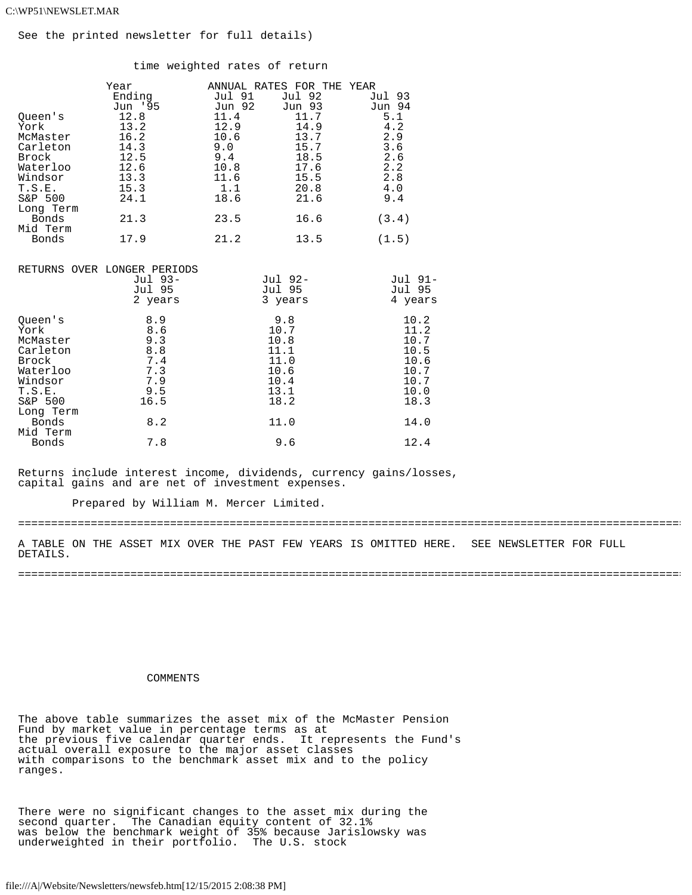See the printed newsletter for full details)

time weighted rates of return

| | Year Ending Jun '95 | ANNUAL RATES FOR THE YEAR Jul 91 Jun 92 | Jul 92 Jun 93 | Jul 93 Jun 94 |
|---|---|---|---|---|
| Queen's | 12.8 | 11.4 | 11.7 | 5.1 |
| York | 13.2 | 12.9 | 14.9 | 4.2 |
| McMaster | 16.2 | 10.6 | 13.7 | 2.9 |
| Carleton | 14.3 | 9.0 | 15.7 | 3.6 |
| Brock | 12.5 | 9.4 | 18.5 | 2.6 |
| Waterloo | 12.6 | 10.8 | 17.6 | 2.2 |
| Windsor | 13.3 | 11.6 | 15.5 | 2.8 |
| T.S.E. | 15.3 | 1.1 | 20.8 | 4.0 |
| S&P 500 | 24.1 | 18.6 | 21.6 | 9.4 |
| Long Term Bonds | 21.3 | 23.5 | 16.6 | (3.4) |
| Mid Term Bonds | 17.9 | 21.2 | 13.5 | (1.5) |

RETURNS OVER LONGER PERIODS

| | Jul 93- Jul 95 2 years | Jul 92- Jul 95 3 years | Jul 91- Jul 95 4 years |
|---|---|---|---|
| Queen's | 8.9 | 9.8 | 10.2 |
| York | 8.6 | 10.7 | 11.2 |
| McMaster | 9.3 | 10.8 | 10.7 |
| Carleton | 8.8 | 11.1 | 10.5 |
| Brock | 7.4 | 11.0 | 10.6 |
| Waterloo | 7.3 | 10.6 | 10.7 |
| Windsor | 7.9 | 10.4 | 10.7 |
| T.S.E. | 9.5 | 13.1 | 10.0 |
| S&P 500 | 16.5 | 18.2 | 18.3 |
| Long Term Bonds | 8.2 | 11.0 | 14.0 |
| Mid Term Bonds | 7.8 | 9.6 | 12.4 |

Returns include interest income, dividends, currency gains/losses, capital gains and are net of investment expenses.

Prepared by William M. Mercer Limited.

---

A TABLE ON THE ASSET MIX OVER THE PAST FEW YEARS IS OMITTED HERE. SEE NEWSLETTER FOR FULL DETAILS.

---

COMMENTS

The above table summarizes the asset mix of the McMaster Pension Fund by market value in percentage terms as at the previous five calendar quarter ends. It represents the Fund's actual overall exposure to the major asset classes with comparisons to the benchmark asset mix and to the policy ranges.

There were no significant changes to the asset mix during the second quarter. The Canadian equity content of 32.1% was below the benchmark weight of 35% because Jarislowsky was underweighted in their portfolio. The U.S. stock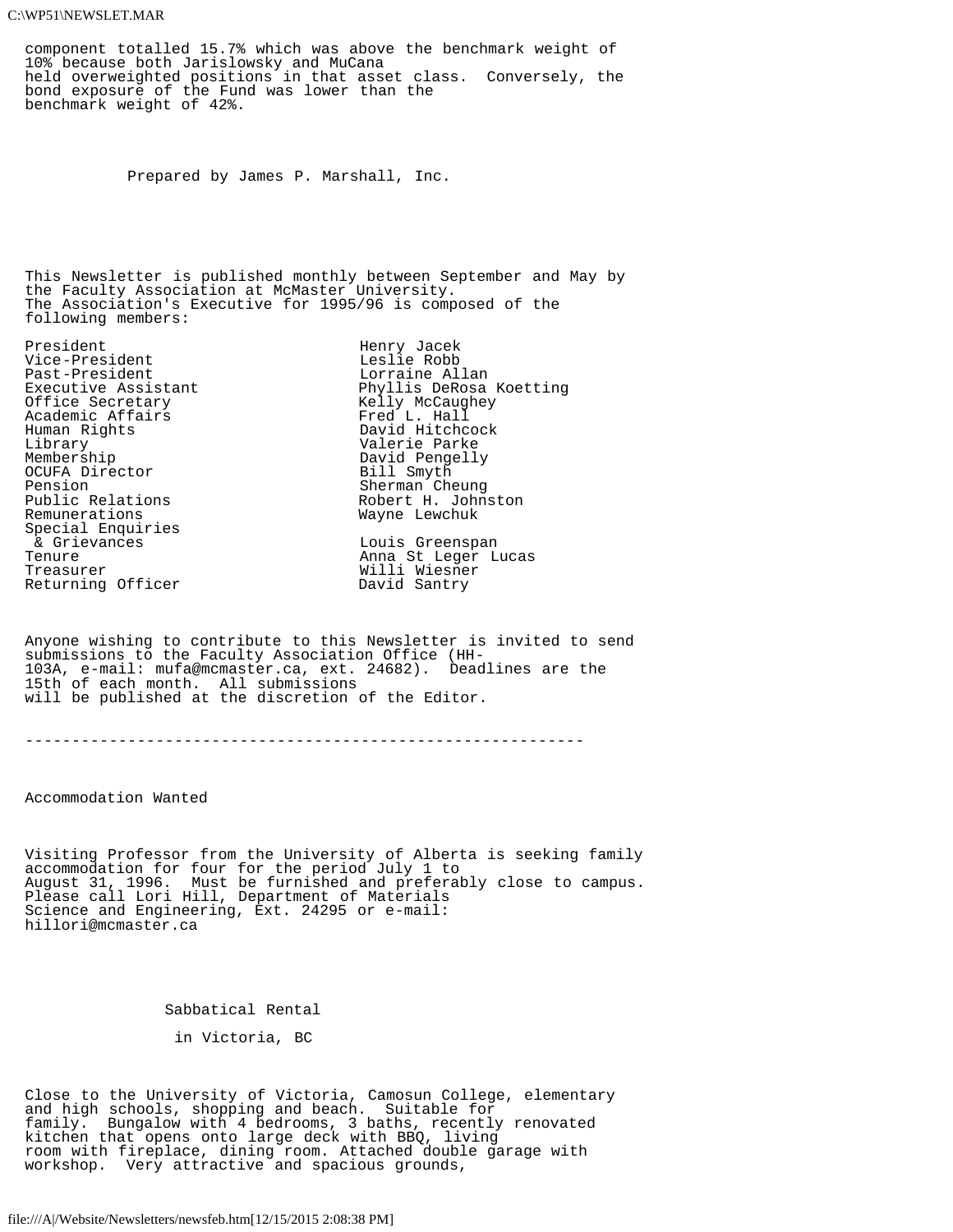component totalled 15.7% which was above the benchmark weight of 10% because both Jarislowsky and MuCana held overweighted positions in that asset class. Conversely, the bond exposure of the Fund was lower than the benchmark weight of 42%.

Prepared by James P. Marshall, Inc.

This Newsletter is published monthly between September and May by the Faculty Association at McMaster University. The Association's Executive for 1995/96 is composed of the following members:

| | |
|---|---|
| President | Henry Jacek |
| Vice-President | Leslie Robb |
| Past-President | Lorraine Allan |
| Executive Assistant | Phyllis DeRosa Koetting |
| Office Secretary | Kelly McCaughey |
| Academic Affairs | Fred L. Hall |
| Human Rights | David Hitchcock |
| Library | Valerie Parke |
| Membership | David Pengelly |
| OCUFA Director | Bill Smyth |
| Pension | Sherman Cheung |
| Public Relations | Robert H. Johnston |
| Remunerations | Wayne Lewchuk |
| Special Enquiries & Grievances | Louis Greenspan |
| Tenure | Anna St Leger Lucas |
| Treasurer | Willi Wiesner |
| Returning Officer | David Santry |

Anyone wishing to contribute to this Newsletter is invited to send submissions to the Faculty Association Office (HH-103A, e-mail: mufa@mcmaster.ca, ext. 24682). Deadlines are the 15th of each month. All submissions will be published at the discretion of the Editor.

---

## Accommodation Wanted

Visiting Professor from the University of Alberta is seeking family accommodation for four for the period July 1 to August 31, 1996. Must be furnished and preferably close to campus. Please call Lori Hill, Department of Materials Science and Engineering, Ext. 24295 or e-mail: hillori@mcmaster.ca

## Sabbatical Rental in Victoria, BC

Close to the University of Victoria, Camosun College, elementary and high schools, shopping and beach. Suitable for family. Bungalow with 4 bedrooms, 3 baths, recently renovated kitchen that opens onto large deck with BBQ, living room with fireplace, dining room. Attached double garage with workshop. Very attractive and spacious grounds,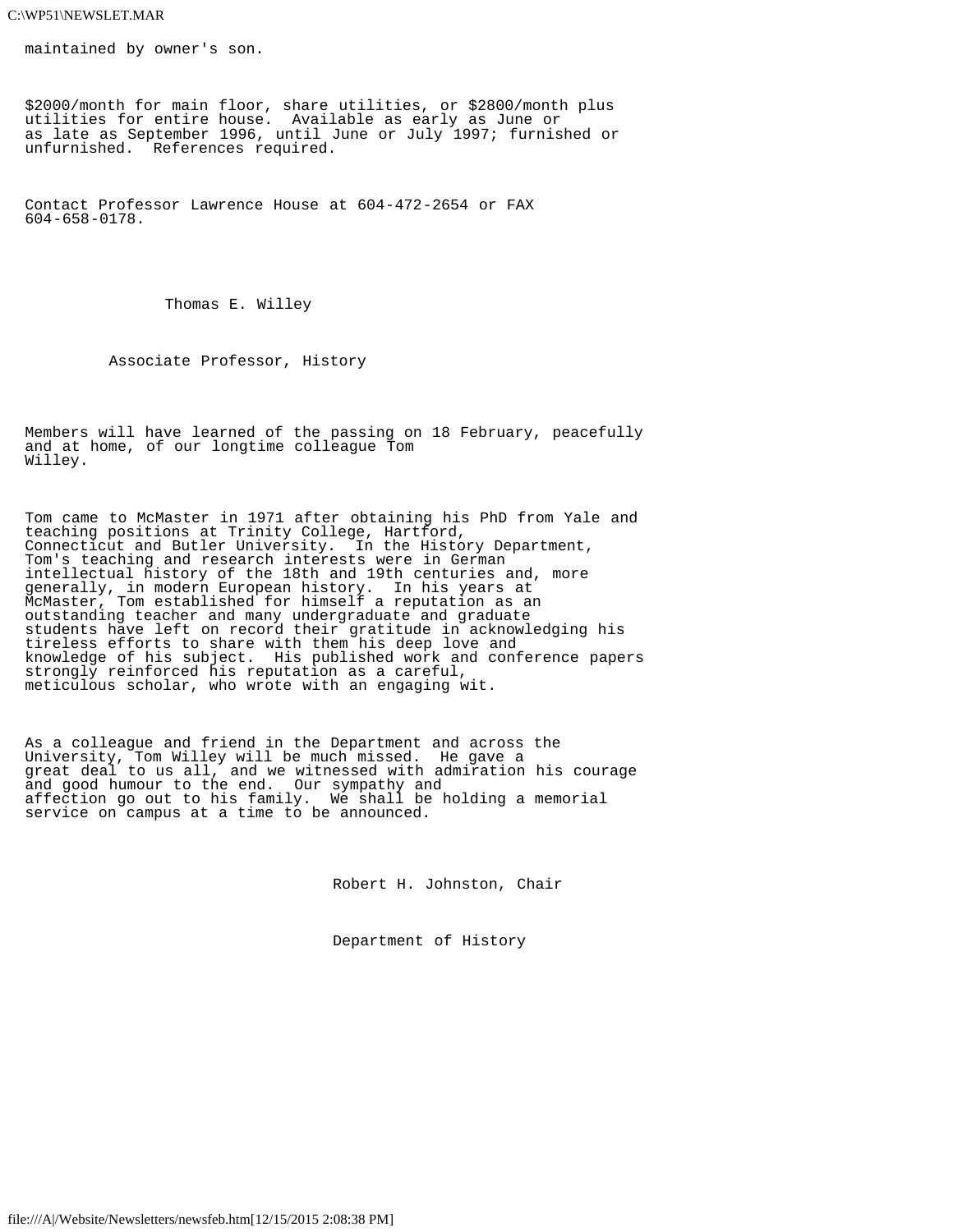maintained by owner's son.

$2000/month for main floor, share utilities, or $2800/month plus utilities for entire house. Available as early as June or as late as September 1996, until June or July 1997; furnished or unfurnished. References required.

Contact Professor Lawrence House at 604-472-2654 or FAX 604-658-0178.

Thomas E. Willey

Associate Professor, History

Members will have learned of the passing on 18 February, peacefully and at home, of our longtime colleague Tom Willey.

Tom came to McMaster in 1971 after obtaining his PhD from Yale and teaching positions at Trinity College, Hartford, Connecticut and Butler University. In the History Department, Tom's teaching and research interests were in German intellectual history of the 18th and 19th centuries and, more generally, in modern European history. In his years at McMaster, Tom established for himself a reputation as an outstanding teacher and many undergraduate and graduate students have left on record their gratitude in acknowledging his tireless efforts to share with them his deep love and knowledge of his subject. His published work and conference papers strongly reinforced his reputation as a careful, meticulous scholar, who wrote with an engaging wit.

As a colleague and friend in the Department and across the University, Tom Willey will be much missed. He gave a great deal to us all, and we witnessed with admiration his courage and good humour to the end. Our sympathy and affection go out to his family. We shall be holding a memorial service on campus at a time to be announced.

Robert H. Johnston, Chair

Department of History